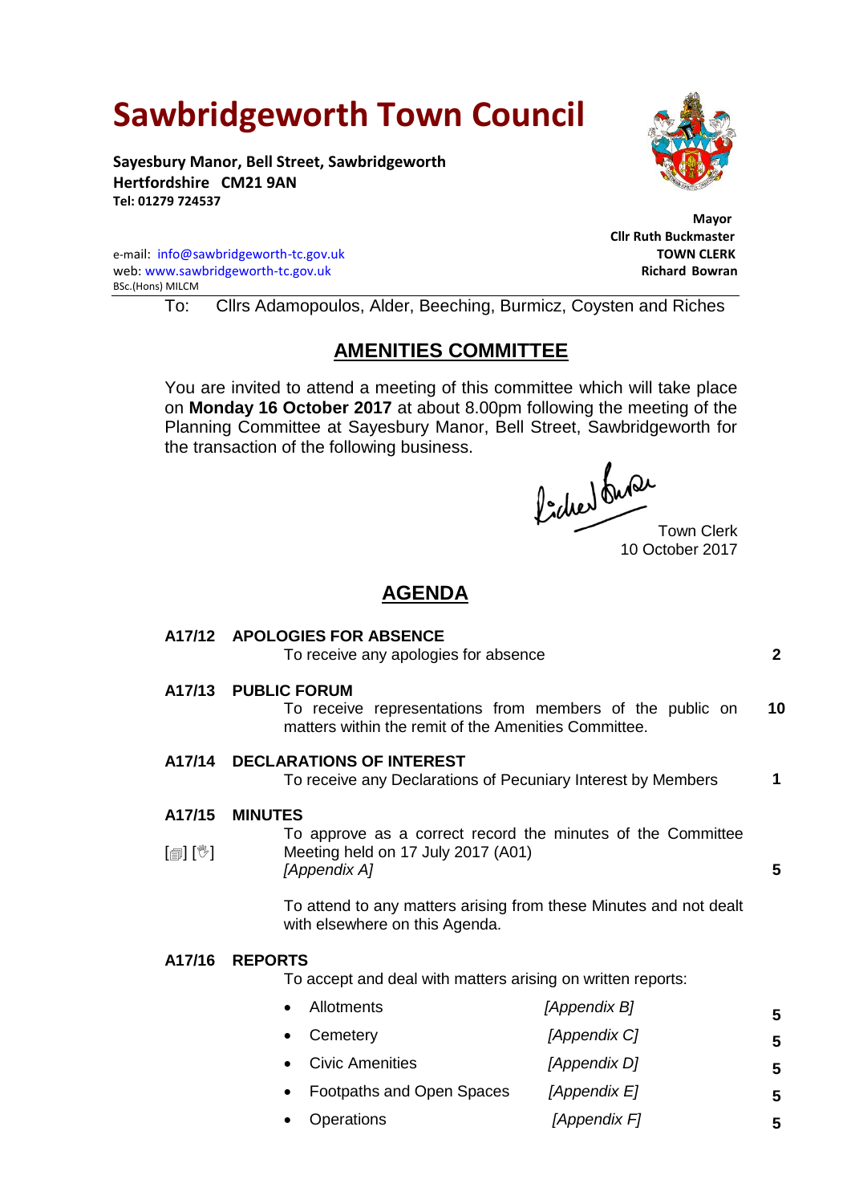# Sawbridgeworth Town Council

**Sayesbury Manor, Bell Street, Sawbridgeworth**
**Hertfordshire CM21 9AN**
**Tel: 01279 724537**

**Mayor**
**Cllr Ruth Buckmaster**

e-mail: info@sawbridgeworth-tc.gov.uk
web: www.sawbridgeworth-tc.gov.uk

**TOWN CLERK**
**Richard Bowran**
BSc.(Hons) MILCM

To: Cllrs Adamopoulos, Alder, Beeching, Burmicz, Coysten and Riches

## AMENITIES COMMITTEE

You are invited to attend a meeting of this committee which will take place on **Monday 16 October 2017** at about 8.00pm following the meeting of the Planning Committee at Sayesbury Manor, Bell Street, Sawbridgeworth for the transaction of the following business.

Town Clerk
10 October 2017

## AGENDA

**A17/12 APOLOGIES FOR ABSENCE**
To receive any apologies for absence — **2**

**A17/13 PUBLIC FORUM**
To receive representations from members of the public on matters within the remit of the Amenities Committee. — **10**

**A17/14 DECLARATIONS OF INTEREST**
To receive any Declarations of Pecuniary Interest by Members — **1**

**A17/15 MINUTES**
[🗐] [✋]
To approve as a correct record the minutes of the Committee Meeting held on 17 July 2017 (A01)
*[Appendix A]* — **5**

To attend to any matters arising from these Minutes and not dealt with elsewhere on this Agenda.

**A17/16 REPORTS**
To accept and deal with matters arising on written reports:

- Allotments *[Appendix B]* — **5**
- Cemetery *[Appendix C]* — **5**
- Civic Amenities *[Appendix D]* — **5**
- Footpaths and Open Spaces *[Appendix E]* — **5**
- Operations *[Appendix F]* — **5**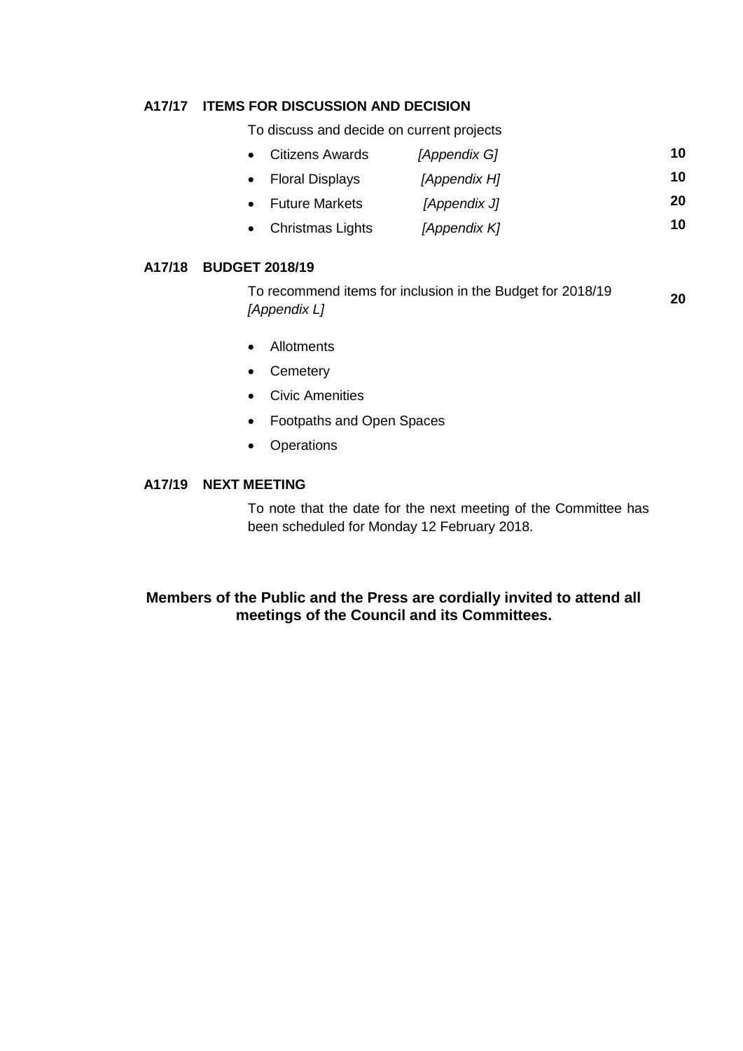**A17/17 ITEMS FOR DISCUSSION AND DECISION**

To discuss and decide on current projects

- Citizens Awards *[Appendix G]* **10**
- Floral Displays *[Appendix H]* **10**
- Future Markets *[Appendix J]* **20**
- Christmas Lights *[Appendix K]* **10**

**A17/18 BUDGET 2018/19**

To recommend items for inclusion in the Budget for 2018/19 *[Appendix L]* **20**

- Allotments
- Cemetery
- Civic Amenities
- Footpaths and Open Spaces
- Operations

**A17/19 NEXT MEETING**

To note that the date for the next meeting of the Committee has been scheduled for Monday 12 February 2018.

**Members of the Public and the Press are cordially invited to attend all meetings of the Council and its Committees.**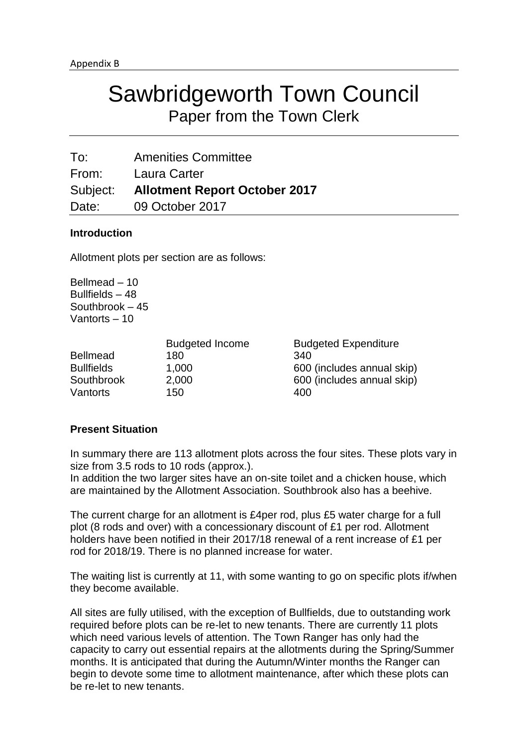Appendix B

# Sawbridgeworth Town Council

## Paper from the Town Clerk

| | |
|---|---|
| To: | Amenities Committee |
| From: | Laura Carter |
| Subject: | **Allotment Report October 2017** |
| Date: | 09 October 2017 |

**Introduction**

Allotment plots per section are as follows:

Bellmead – 10
Bullfields – 48
Southbrook – 45
Vantorts – 10

| | Budgeted Income | Budgeted Expenditure |
|---|---|---|
| Bellmead | 180 | 340 |
| Bullfields | 1,000 | 600 (includes annual skip) |
| Southbrook | 2,000 | 600 (includes annual skip) |
| Vantorts | 150 | 400 |

**Present Situation**

In summary there are 113 allotment plots across the four sites. These plots vary in size from 3.5 rods to 10 rods (approx.).
In addition the two larger sites have an on-site toilet and a chicken house, which are maintained by the Allotment Association. Southbrook also has a beehive.

The current charge for an allotment is £4per rod, plus £5 water charge for a full plot (8 rods and over) with a concessionary discount of £1 per rod. Allotment holders have been notified in their 2017/18 renewal of a rent increase of £1 per rod for 2018/19. There is no planned increase for water.

The waiting list is currently at 11, with some wanting to go on specific plots if/when they become available.

All sites are fully utilised, with the exception of Bullfields, due to outstanding work required before plots can be re-let to new tenants. There are currently 11 plots which need various levels of attention. The Town Ranger has only had the capacity to carry out essential repairs at the allotments during the Spring/Summer months. It is anticipated that during the Autumn/Winter months the Ranger can begin to devote some time to allotment maintenance, after which these plots can be re-let to new tenants.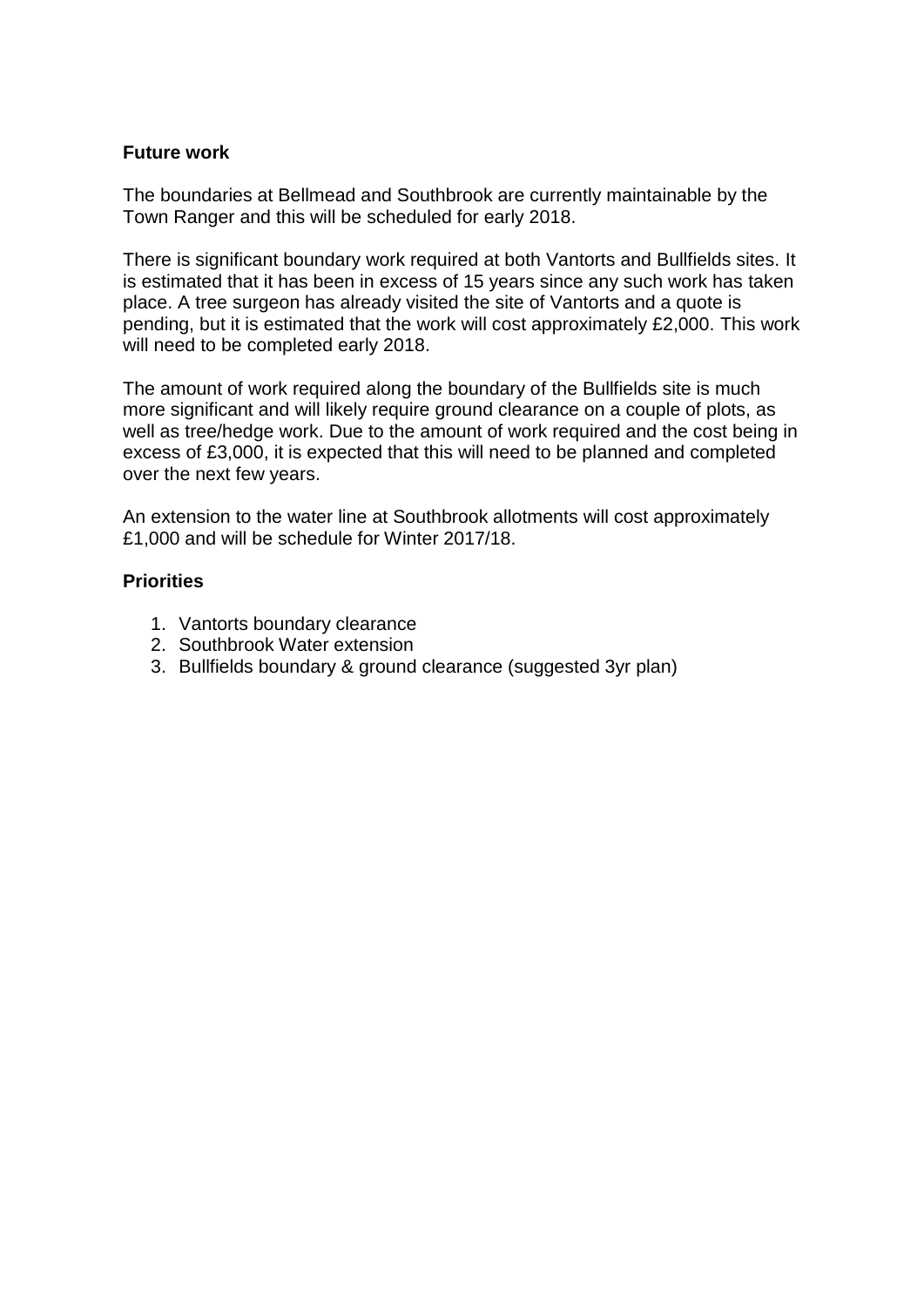**Future work**

The boundaries at Bellmead and Southbrook are currently maintainable by the Town Ranger and this will be scheduled for early 2018.

There is significant boundary work required at both Vantorts and Bullfields sites. It is estimated that it has been in excess of 15 years since any such work has taken place. A tree surgeon has already visited the site of Vantorts and a quote is pending, but it is estimated that the work will cost approximately £2,000. This work will need to be completed early 2018.

The amount of work required along the boundary of the Bullfields site is much more significant and will likely require ground clearance on a couple of plots, as well as tree/hedge work. Due to the amount of work required and the cost being in excess of £3,000, it is expected that this will need to be planned and completed over the next few years.

An extension to the water line at Southbrook allotments will cost approximately £1,000 and will be schedule for Winter 2017/18.

**Priorities**

1. Vantorts boundary clearance
2. Southbrook Water extension
3. Bullfields boundary & ground clearance (suggested 3yr plan)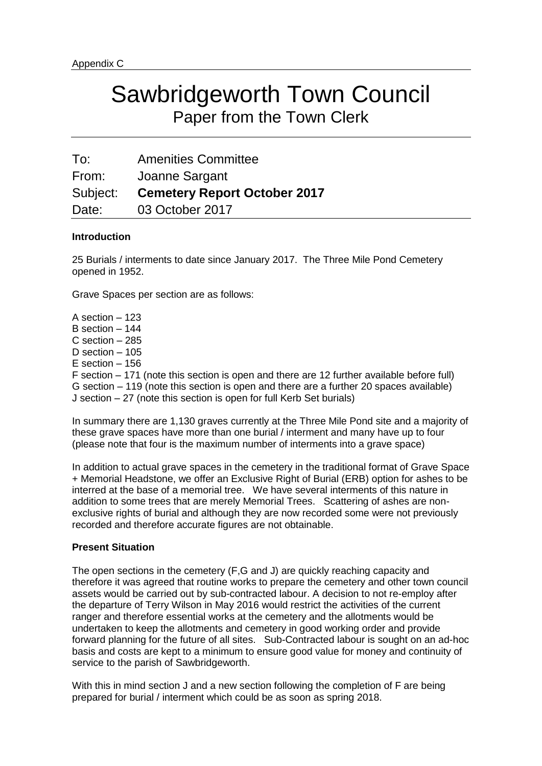Appendix C

# Sawbridgeworth Town Council

## Paper from the Town Clerk

To: Amenities Committee
From: Joanne Sargant
Subject: **Cemetery Report October 2017**
Date: 03 October 2017

**Introduction**

25 Burials / interments to date since January 2017. The Three Mile Pond Cemetery opened in 1952.

Grave Spaces per section are as follows:

A section – 123
B section – 144
C section – 285
D section – 105
E section – 156
F section – 171 (note this section is open and there are 12 further available before full)
G section – 119 (note this section is open and there are a further 20 spaces available)
J section – 27 (note this section is open for full Kerb Set burials)

In summary there are 1,130 graves currently at the Three Mile Pond site and a majority of these grave spaces have more than one burial / interment and many have up to four (please note that four is the maximum number of interments into a grave space)

In addition to actual grave spaces in the cemetery in the traditional format of Grave Space + Memorial Headstone, we offer an Exclusive Right of Burial (ERB) option for ashes to be interred at the base of a memorial tree. We have several interments of this nature in addition to some trees that are merely Memorial Trees. Scattering of ashes are non-exclusive rights of burial and although they are now recorded some were not previously recorded and therefore accurate figures are not obtainable.

**Present Situation**

The open sections in the cemetery (F,G and J) are quickly reaching capacity and therefore it was agreed that routine works to prepare the cemetery and other town council assets would be carried out by sub-contracted labour. A decision to not re-employ after the departure of Terry Wilson in May 2016 would restrict the activities of the current ranger and therefore essential works at the cemetery and the allotments would be undertaken to keep the allotments and cemetery in good working order and provide forward planning for the future of all sites. Sub-Contracted labour is sought on an ad-hoc basis and costs are kept to a minimum to ensure good value for money and continuity of service to the parish of Sawbridgeworth.

With this in mind section J and a new section following the completion of F are being prepared for burial / interment which could be as soon as spring 2018.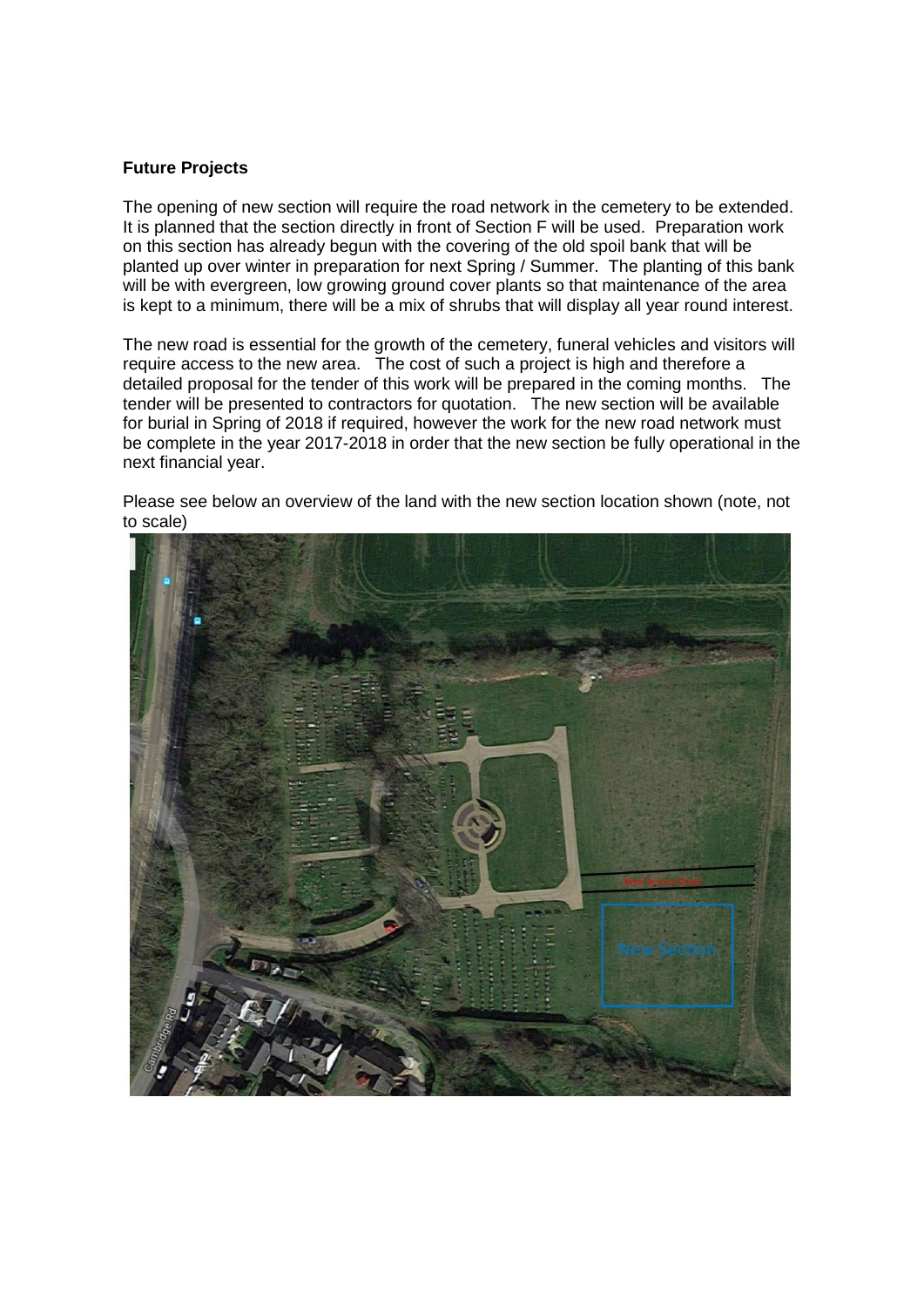**Future Projects**

The opening of new section will require the road network in the cemetery to be extended. It is planned that the section directly in front of Section F will be used. Preparation work on this section has already begun with the covering of the old spoil bank that will be planted up over winter in preparation for next Spring / Summer. The planting of this bank will be with evergreen, low growing ground cover plants so that maintenance of the area is kept to a minimum, there will be a mix of shrubs that will display all year round interest.

The new road is essential for the growth of the cemetery, funeral vehicles and visitors will require access to the new area. The cost of such a project is high and therefore a detailed proposal for the tender of this work will be prepared in the coming months. The tender will be presented to contractors for quotation. The new section will be available for burial in Spring of 2018 if required, however the work for the new road network must be complete in the year 2017-2018 in order that the new section be fully operational in the next financial year.

Please see below an overview of the land with the new section location shown (note, not to scale)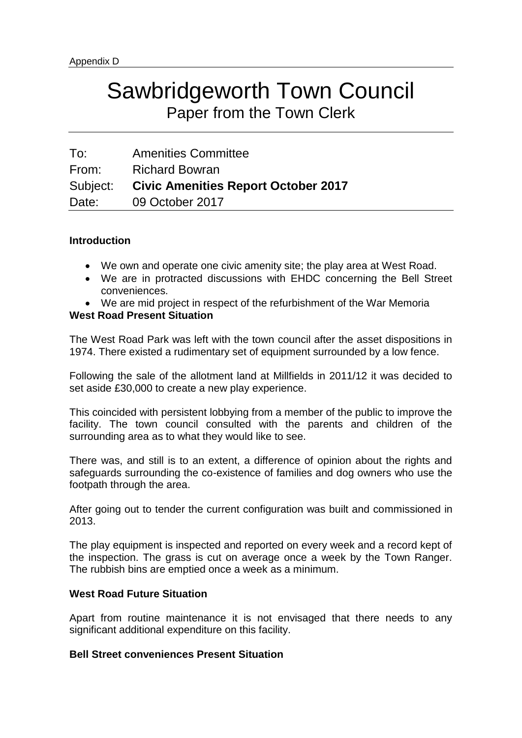Appendix D

# Sawbridgeworth Town Council

## Paper from the Town Clerk

| | |
|---|---|
| To: | Amenities Committee |
| From: | Richard Bowran |
| Subject: | **Civic Amenities Report October 2017** |
| Date: | 09 October 2017 |

**Introduction**

- We own and operate one civic amenity site; the play area at West Road.
- We are in protracted discussions with EHDC concerning the Bell Street conveniences.
- We are mid project in respect of the refurbishment of the War Memoria

**West Road Present Situation**

The West Road Park was left with the town council after the asset dispositions in 1974. There existed a rudimentary set of equipment surrounded by a low fence.

Following the sale of the allotment land at Millfields in 2011/12 it was decided to set aside £30,000 to create a new play experience.

This coincided with persistent lobbying from a member of the public to improve the facility. The town council consulted with the parents and children of the surrounding area as to what they would like to see.

There was, and still is to an extent, a difference of opinion about the rights and safeguards surrounding the co-existence of families and dog owners who use the footpath through the area.

After going out to tender the current configuration was built and commissioned in 2013.

The play equipment is inspected and reported on every week and a record kept of the inspection. The grass is cut on average once a week by the Town Ranger. The rubbish bins are emptied once a week as a minimum.

**West Road Future Situation**

Apart from routine maintenance it is not envisaged that there needs to any significant additional expenditure on this facility.

**Bell Street conveniences Present Situation**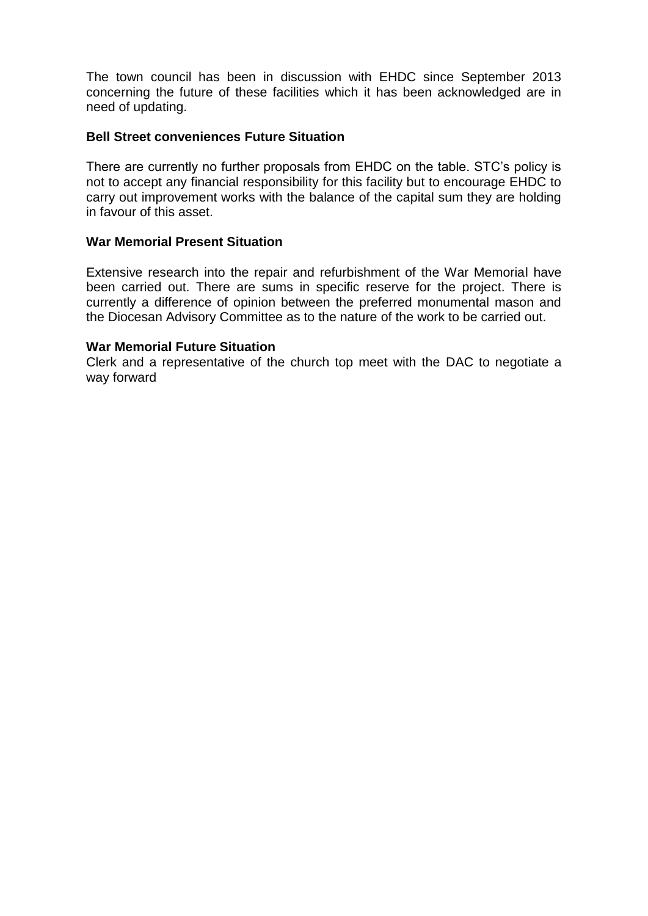The town council has been in discussion with EHDC since September 2013 concerning the future of these facilities which it has been acknowledged are in need of updating.

**Bell Street conveniences Future Situation**

There are currently no further proposals from EHDC on the table. STC's policy is not to accept any financial responsibility for this facility but to encourage EHDC to carry out improvement works with the balance of the capital sum they are holding in favour of this asset.

**War Memorial Present Situation**

Extensive research into the repair and refurbishment of the War Memorial have been carried out. There are sums in specific reserve for the project. There is currently a difference of opinion between the preferred monumental mason and the Diocesan Advisory Committee as to the nature of the work to be carried out.

**War Memorial Future Situation**

Clerk and a representative of the church top meet with the DAC to negotiate a way forward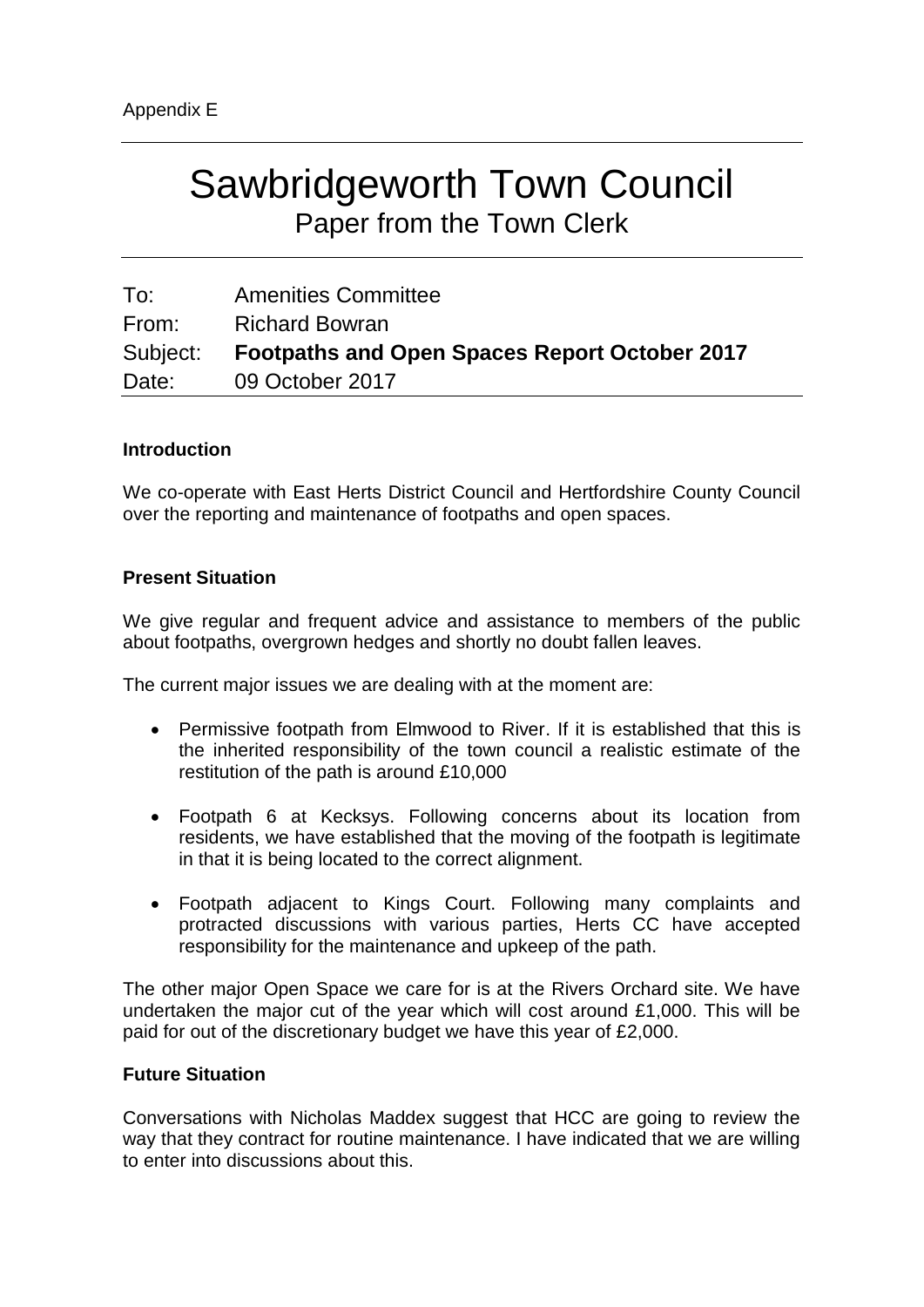Appendix E

# Sawbridgeworth Town Council

## Paper from the Town Clerk

| | |
|---|---|
| To: | Amenities Committee |
| From: | Richard Bowran |
| Subject: | **Footpaths and Open Spaces Report October 2017** |
| Date: | 09 October 2017 |

**Introduction**

We co-operate with East Herts District Council and Hertfordshire County Council over the reporting and maintenance of footpaths and open spaces.

**Present Situation**

We give regular and frequent advice and assistance to members of the public about footpaths, overgrown hedges and shortly no doubt fallen leaves.

The current major issues we are dealing with at the moment are:

- Permissive footpath from Elmwood to River. If it is established that this is the inherited responsibility of the town council a realistic estimate of the restitution of the path is around £10,000
- Footpath 6 at Kecksys. Following concerns about its location from residents, we have established that the moving of the footpath is legitimate in that it is being located to the correct alignment.
- Footpath adjacent to Kings Court. Following many complaints and protracted discussions with various parties, Herts CC have accepted responsibility for the maintenance and upkeep of the path.

The other major Open Space we care for is at the Rivers Orchard site. We have undertaken the major cut of the year which will cost around £1,000. This will be paid for out of the discretionary budget we have this year of £2,000.

**Future Situation**

Conversations with Nicholas Maddex suggest that HCC are going to review the way that they contract for routine maintenance. I have indicated that we are willing to enter into discussions about this.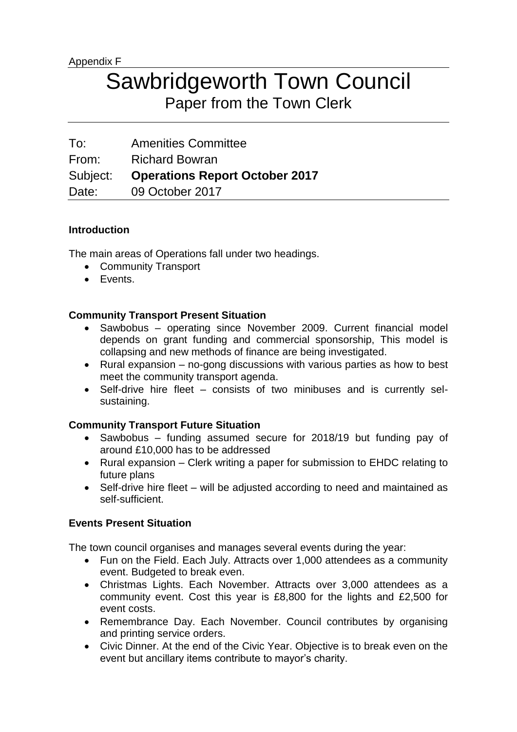Appendix F

# Sawbridgeworth Town Council

## Paper from the Town Clerk

To: Amenities Committee
From: Richard Bowran
Subject: **Operations Report October 2017**
Date: 09 October 2017

**Introduction**

The main areas of Operations fall under two headings.

- Community Transport
- Events.

**Community Transport Present Situation**

- Sawbobus – operating since November 2009. Current financial model depends on grant funding and commercial sponsorship, This model is collapsing and new methods of finance are being investigated.
- Rural expansion – no-gong discussions with various parties as how to best meet the community transport agenda.
- Self-drive hire fleet – consists of two minibuses and is currently sel-sustaining.

**Community Transport Future Situation**

- Sawbobus – funding assumed secure for 2018/19 but funding pay of around £10,000 has to be addressed
- Rural expansion – Clerk writing a paper for submission to EHDC relating to future plans
- Self-drive hire fleet – will be adjusted according to need and maintained as self-sufficient.

**Events Present Situation**

The town council organises and manages several events during the year:

- Fun on the Field. Each July. Attracts over 1,000 attendees as a community event. Budgeted to break even.
- Christmas Lights. Each November. Attracts over 3,000 attendees as a community event. Cost this year is £8,800 for the lights and £2,500 for event costs.
- Remembrance Day. Each November. Council contributes by organising and printing service orders.
- Civic Dinner. At the end of the Civic Year. Objective is to break even on the event but ancillary items contribute to mayor's charity.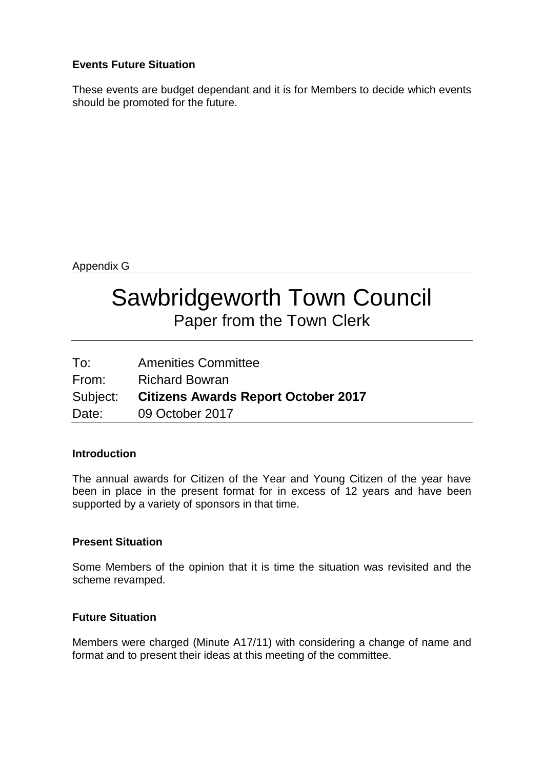**Events Future Situation**

These events are budget dependant and it is for Members to decide which events should be promoted for the future.

Appendix G

# Sawbridgeworth Town Council

## Paper from the Town Clerk

| | |
|---|---|
| To: | Amenities Committee |
| From: | Richard Bowran |
| Subject: | **Citizens Awards Report October 2017** |
| Date: | 09 October 2017 |

**Introduction**

The annual awards for Citizen of the Year and Young Citizen of the year have been in place in the present format for in excess of 12 years and have been supported by a variety of sponsors in that time.

**Present Situation**

Some Members of the opinion that it is time the situation was revisited and the scheme revamped.

**Future Situation**

Members were charged (Minute A17/11) with considering a change of name and format and to present their ideas at this meeting of the committee.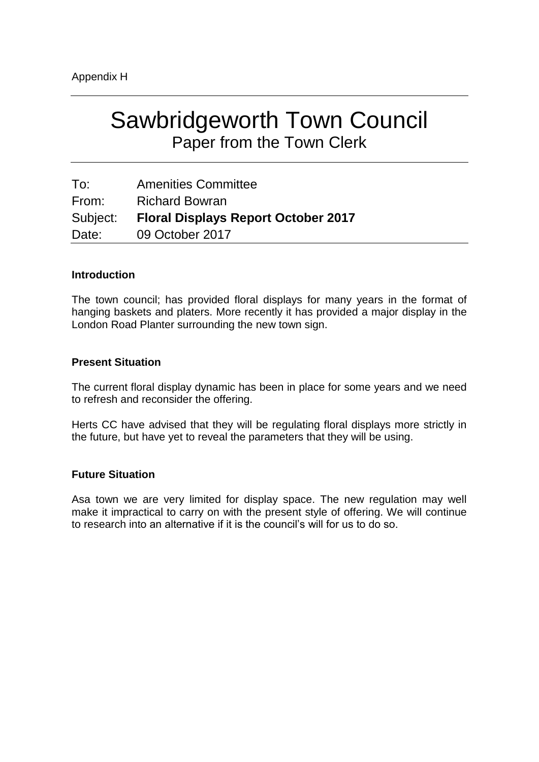Appendix H

# Sawbridgeworth Town Council

## Paper from the Town Clerk

| To: | Amenities Committee |
|---|---|
| From: | Richard Bowran |
| Subject: | **Floral Displays Report October 2017** |
| Date: | 09 October 2017 |

**Introduction**

The town council; has provided floral displays for many years in the format of hanging baskets and platers. More recently it has provided a major display in the London Road Planter surrounding the new town sign.

**Present Situation**

The current floral display dynamic has been in place for some years and we need to refresh and reconsider the offering.

Herts CC have advised that they will be regulating floral displays more strictly in the future, but have yet to reveal the parameters that they will be using.

**Future Situation**

Asa town we are very limited for display space. The new regulation may well make it impractical to carry on with the present style of offering. We will continue to research into an alternative if it is the council's will for us to do so.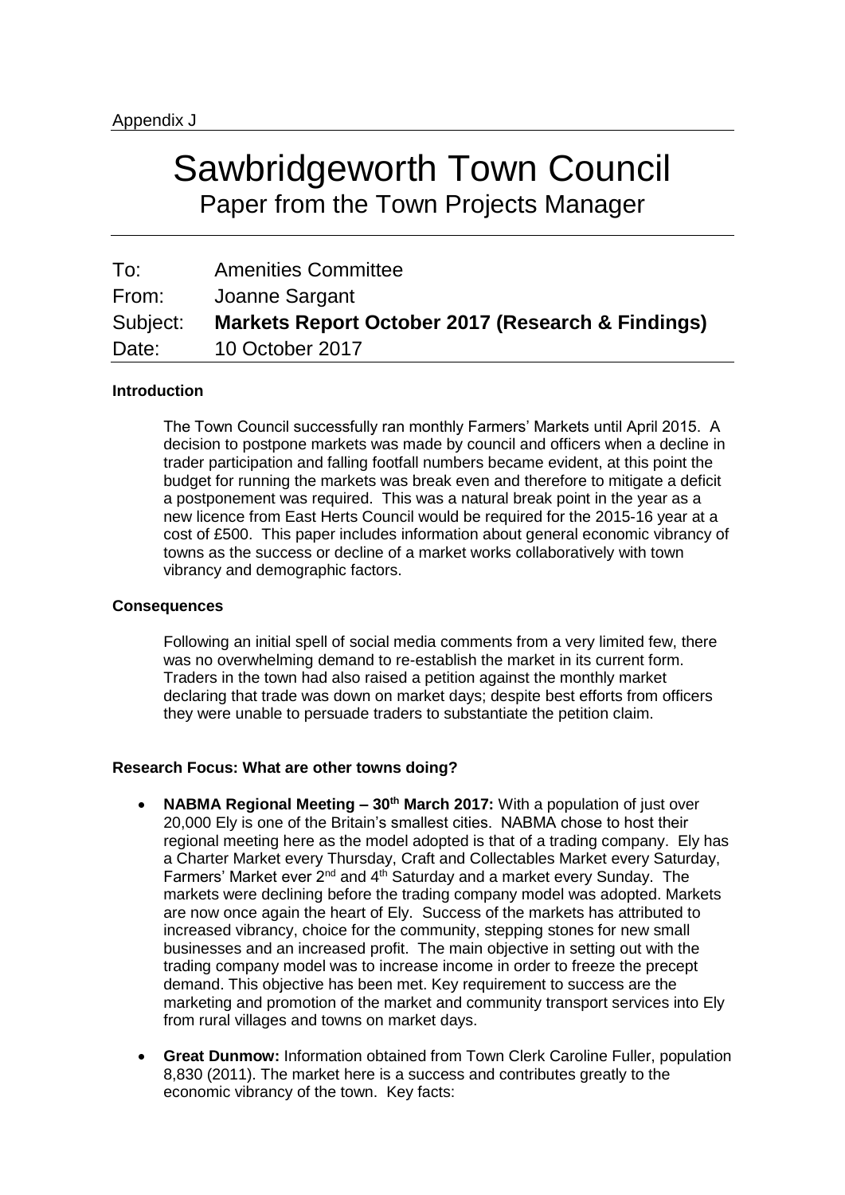Appendix J

# Sawbridgeworth Town Council

## Paper from the Town Projects Manager

| | |
|---|---|
| To: | Amenities Committee |
| From: | Joanne Sargant |
| Subject: | **Markets Report October 2017 (Research & Findings)** |
| Date: | 10 October 2017 |

**Introduction**

The Town Council successfully ran monthly Farmers' Markets until April 2015. A decision to postpone markets was made by council and officers when a decline in trader participation and falling footfall numbers became evident, at this point the budget for running the markets was break even and therefore to mitigate a deficit a postponement was required. This was a natural break point in the year as a new licence from East Herts Council would be required for the 2015-16 year at a cost of £500. This paper includes information about general economic vibrancy of towns as the success or decline of a market works collaboratively with town vibrancy and demographic factors.

**Consequences**

Following an initial spell of social media comments from a very limited few, there was no overwhelming demand to re-establish the market in its current form. Traders in the town had also raised a petition against the monthly market declaring that trade was down on market days; despite best efforts from officers they were unable to persuade traders to substantiate the petition claim.

**Research Focus: What are other towns doing?**

- **NABMA Regional Meeting – 30th March 2017:** With a population of just over 20,000 Ely is one of the Britain's smallest cities. NABMA chose to host their regional meeting here as the model adopted is that of a trading company. Ely has a Charter Market every Thursday, Craft and Collectables Market every Saturday, Farmers' Market ever 2nd and 4th Saturday and a market every Sunday. The markets were declining before the trading company model was adopted. Markets are now once again the heart of Ely. Success of the markets has attributed to increased vibrancy, choice for the community, stepping stones for new small businesses and an increased profit. The main objective in setting out with the trading company model was to increase income in order to freeze the precept demand. This objective has been met. Key requirement to success are the marketing and promotion of the market and community transport services into Ely from rural villages and towns on market days.
- **Great Dunmow:** Information obtained from Town Clerk Caroline Fuller, population 8,830 (2011). The market here is a success and contributes greatly to the economic vibrancy of the town. Key facts: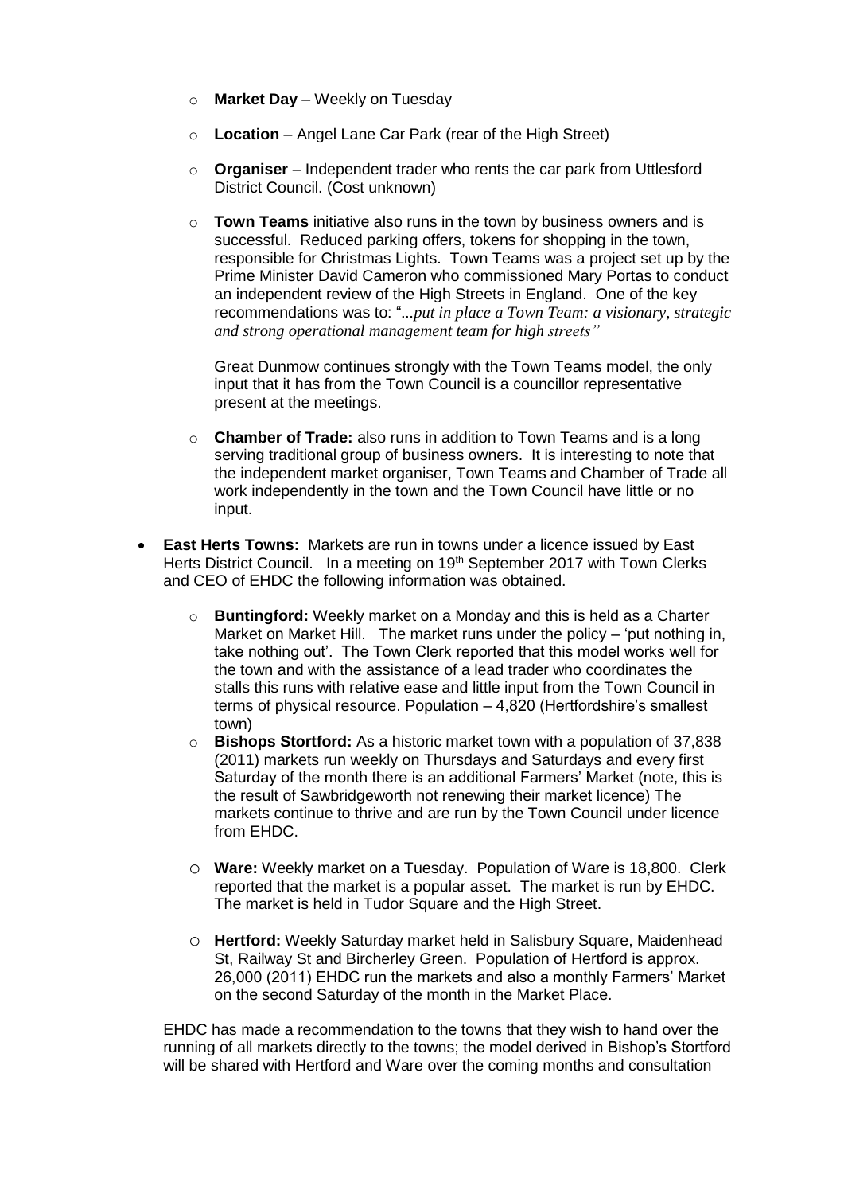- **Market Day** – Weekly on Tuesday
  - **Location** – Angel Lane Car Park (rear of the High Street)
  - **Organiser** – Independent trader who rents the car park from Uttlesford District Council. (Cost unknown)
  - **Town Teams** initiative also runs in the town by business owners and is successful. Reduced parking offers, tokens for shopping in the town, responsible for Christmas Lights. Town Teams was a project set up by the Prime Minister David Cameron who commissioned Mary Portas to conduct an independent review of the High Streets in England. One of the key recommendations was to: "...*put in place a Town Team: a visionary, strategic and strong operational management team for high streets"*

    Great Dunmow continues strongly with the Town Teams model, the only input that it has from the Town Council is a councillor representative present at the meetings.

  - **Chamber of Trade:** also runs in addition to Town Teams and is a long serving traditional group of business owners. It is interesting to note that the independent market organiser, Town Teams and Chamber of Trade all work independently in the town and the Town Council have little or no input.

- **East Herts Towns:** Markets are run in towns under a licence issued by East Herts District Council. In a meeting on 19th September 2017 with Town Clerks and CEO of EHDC the following information was obtained.

  - **Buntingford:** Weekly market on a Monday and this is held as a Charter Market on Market Hill. The market runs under the policy – 'put nothing in, take nothing out'. The Town Clerk reported that this model works well for the town and with the assistance of a lead trader who coordinates the stalls this runs with relative ease and little input from the Town Council in terms of physical resource. Population – 4,820 (Hertfordshire's smallest town)
  - **Bishops Stortford:** As a historic market town with a population of 37,838 (2011) markets run weekly on Thursdays and Saturdays and every first Saturday of the month there is an additional Farmers' Market (note, this is the result of Sawbridgeworth not renewing their market licence) The markets continue to thrive and are run by the Town Council under licence from EHDC.

  - **Ware:** Weekly market on a Tuesday. Population of Ware is 18,800. Clerk reported that the market is a popular asset. The market is run by EHDC. The market is held in Tudor Square and the High Street.

  - **Hertford:** Weekly Saturday market held in Salisbury Square, Maidenhead St, Railway St and Bircherley Green. Population of Hertford is approx. 26,000 (2011) EHDC run the markets and also a monthly Farmers' Market on the second Saturday of the month in the Market Place.

  EHDC has made a recommendation to the towns that they wish to hand over the running of all markets directly to the towns; the model derived in Bishop's Stortford will be shared with Hertford and Ware over the coming months and consultation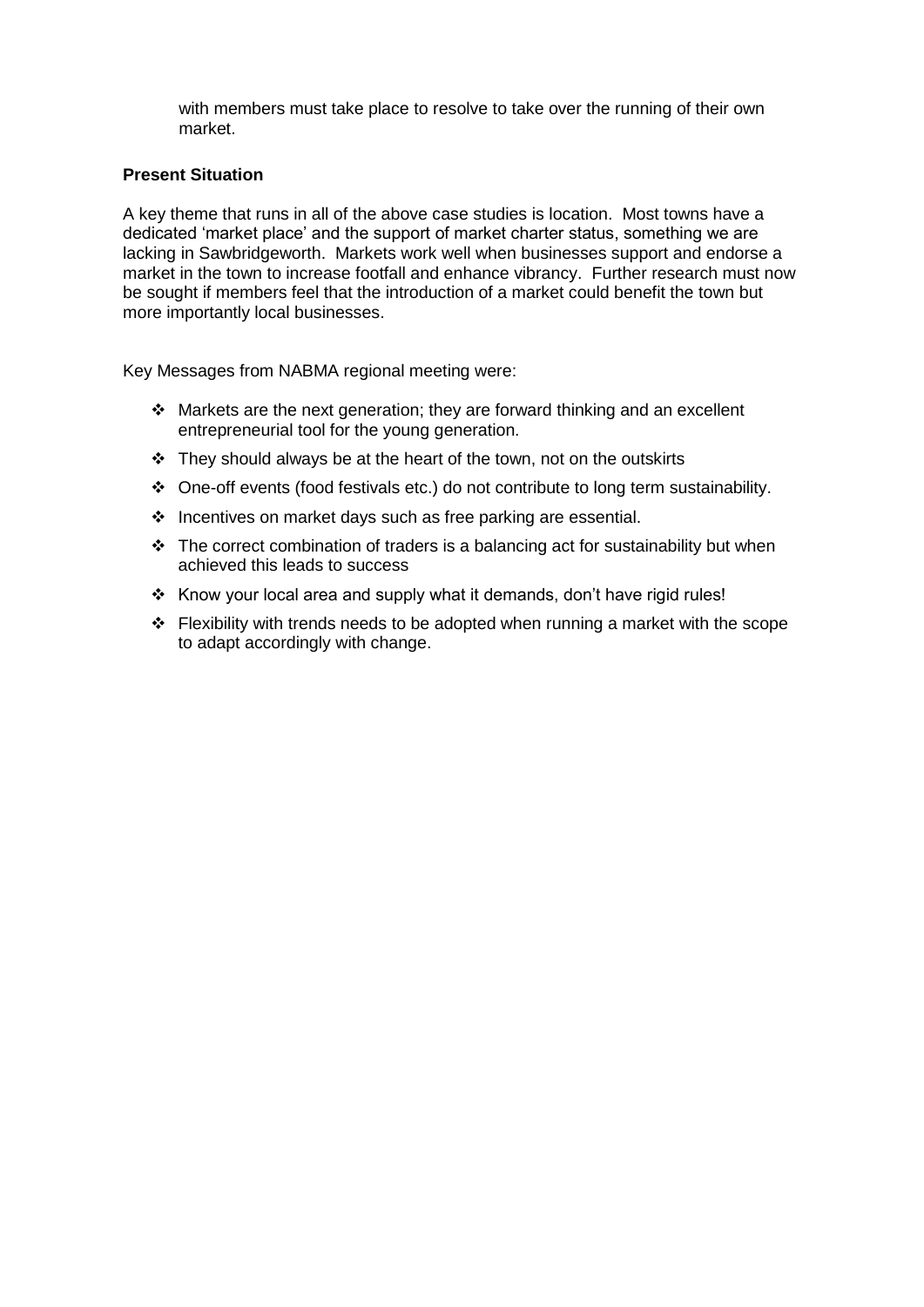with members must take place to resolve to take over the running of their own market.

**Present Situation**

A key theme that runs in all of the above case studies is location. Most towns have a dedicated 'market place' and the support of market charter status, something we are lacking in Sawbridgeworth. Markets work well when businesses support and endorse a market in the town to increase footfall and enhance vibrancy. Further research must now be sought if members feel that the introduction of a market could benefit the town but more importantly local businesses.

Key Messages from NABMA regional meeting were:

- Markets are the next generation; they are forward thinking and an excellent entrepreneurial tool for the young generation.
- They should always be at the heart of the town, not on the outskirts
- One-off events (food festivals etc.) do not contribute to long term sustainability.
- Incentives on market days such as free parking are essential.
- The correct combination of traders is a balancing act for sustainability but when achieved this leads to success
- Know your local area and supply what it demands, don't have rigid rules!
- Flexibility with trends needs to be adopted when running a market with the scope to adapt accordingly with change.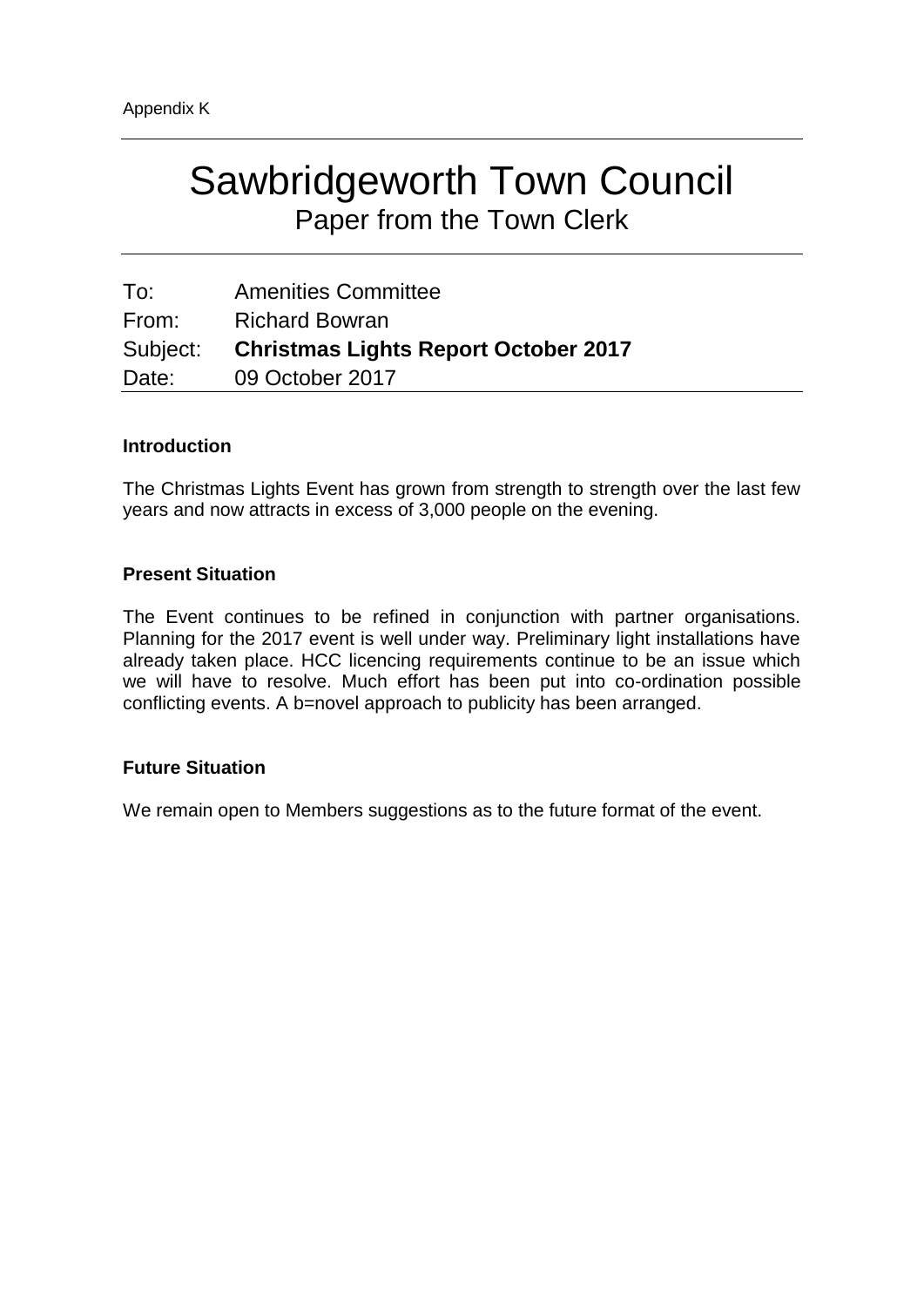Appendix K

---

# Sawbridgeworth Town Council

## Paper from the Town Clerk

---

| | |
|---|---|
| To: | Amenities Committee |
| From: | Richard Bowran |
| Subject: | **Christmas Lights Report October 2017** |
| Date: | 09 October 2017 |

### Introduction

The Christmas Lights Event has grown from strength to strength over the last few years and now attracts in excess of 3,000 people on the evening.

### Present Situation

The Event continues to be refined in conjunction with partner organisations. Planning for the 2017 event is well under way. Preliminary light installations have already taken place. HCC licencing requirements continue to be an issue which we will have to resolve. Much effort has been put into co-ordination possible conflicting events. A b=novel approach to publicity has been arranged.

### Future Situation

We remain open to Members suggestions as to the future format of the event.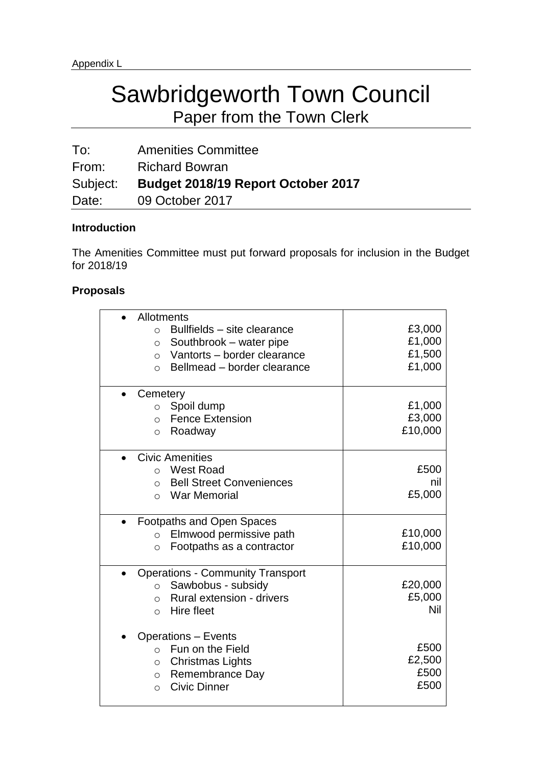Appendix L

# Sawbridgeworth Town Council

## Paper from the Town Clerk

| | |
|---|---|
| To: | Amenities Committee |
| From: | Richard Bowran |
| Subject: | **Budget 2018/19 Report October 2017** |
| Date: | 09 October 2017 |

**Introduction**

The Amenities Committee must put forward proposals for inclusion in the Budget for 2018/19

**Proposals**

| Item | Amount |
|---|---|
| • Allotments | |
| ○ Bullfields – site clearance | £3,000 |
| ○ Southbrook – water pipe | £1,000 |
| ○ Vantorts – border clearance | £1,500 |
| ○ Bellmead – border clearance | £1,000 |
| • Cemetery | |
| ○ Spoil dump | £1,000 |
| ○ Fence Extension | £3,000 |
| ○ Roadway | £10,000 |
| • Civic Amenities | |
| ○ West Road | £500 |
| ○ Bell Street Conveniences | nil |
| ○ War Memorial | £5,000 |
| • Footpaths and Open Spaces | |
| ○ Elmwood permissive path | £10,000 |
| ○ Footpaths as a contractor | £10,000 |
| • Operations - Community Transport | |
| ○ Sawbobus - subsidy | £20,000 |
| ○ Rural extension - drivers | £5,000 |
| ○ Hire fleet | Nil |
| • Operations – Events | |
| ○ Fun on the Field | £500 |
| ○ Christmas Lights | £2,500 |
| ○ Remembrance Day | £500 |
| ○ Civic Dinner | £500 |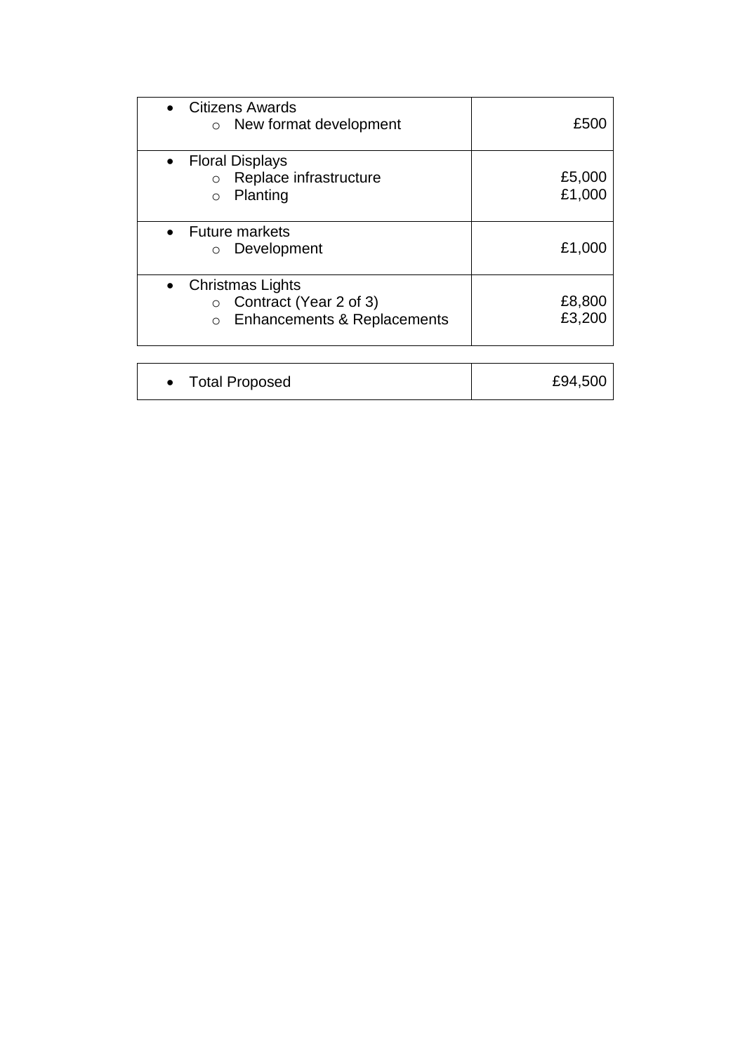| | |
|---|---|
| • Citizens Awards<br>o New format development | £500 |
| • Floral Displays<br>o Replace infrastructure<br>o Planting | £5,000<br>£1,000 |
| • Future markets<br>o Development | £1,000 |
| • Christmas Lights<br>o Contract (Year 2 of 3)<br>o Enhancements & Replacements | £8,800<br>£3,200 |

| | |
|---|---|
| • Total Proposed | £94,500 |